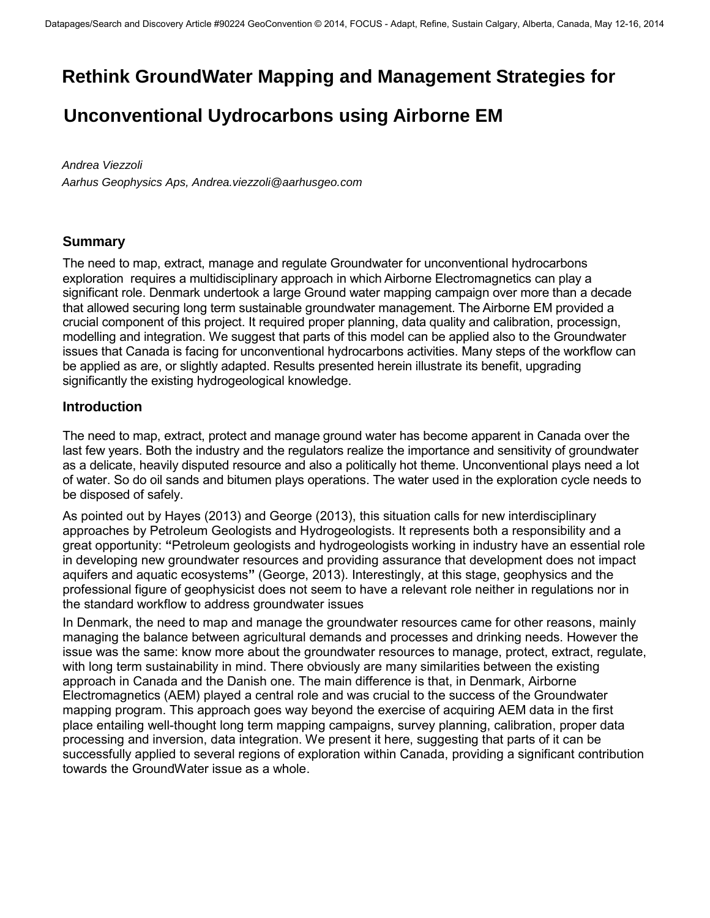# Rethink GroundWater Mapping and Management Strategies for Unconventional Uydrocarbons using Airborne EM

*Andrea Viezzoli*
*Aarhus Geophysics Aps, Andrea.viezzoli@aarhusgeo.com*

## Summary

The need to map, extract, manage and regulate Groundwater for unconventional hydrocarbons exploration requires a multidisciplinary approach in which Airborne Electromagnetics can play a significant role. Denmark undertook a large Ground water mapping campaign over more than a decade that allowed securing long term sustainable groundwater management. The Airborne EM provided a crucial component of this project. It required proper planning, data quality and calibration, processign, modelling and integration. We suggest that parts of this model can be applied also to the Groundwater issues that Canada is facing for unconventional hydrocarbons activities. Many steps of the workflow can be applied as are, or slightly adapted. Results presented herein illustrate its benefit, upgrading significantly the existing hydrogeological knowledge.

## Introduction

The need to map, extract, protect and manage ground water has become apparent in Canada over the last few years. Both the industry and the regulators realize the importance and sensitivity of groundwater as a delicate, heavily disputed resource and also a politically hot theme. Unconventional plays need a lot of water. So do oil sands and bitumen plays operations. The water used in the exploration cycle needs to be disposed of safely.

As pointed out by Hayes (2013) and George (2013), this situation calls for new interdisciplinary approaches by Petroleum Geologists and Hydrogeologists. It represents both a responsibility and a great opportunity: **"**Petroleum geologists and hydrogeologists working in industry have an essential role in developing new groundwater resources and providing assurance that development does not impact aquifers and aquatic ecosystems**"** (George, 2013). Interestingly, at this stage, geophysics and the professional figure of geophysicist does not seem to have a relevant role neither in regulations nor in the standard workflow to address groundwater issues

In Denmark, the need to map and manage the groundwater resources came for other reasons, mainly managing the balance between agricultural demands and processes and drinking needs. However the issue was the same: know more about the groundwater resources to manage, protect, extract, regulate, with long term sustainability in mind. There obviously are many similarities between the existing approach in Canada and the Danish one. The main difference is that, in Denmark, Airborne Electromagnetics (AEM) played a central role and was crucial to the success of the Groundwater mapping program. This approach goes way beyond the exercise of acquiring AEM data in the first place entailing well-thought long term mapping campaigns, survey planning, calibration, proper data processing and inversion, data integration. We present it here, suggesting that parts of it can be successfully applied to several regions of exploration within Canada, providing a significant contribution towards the GroundWater issue as a whole.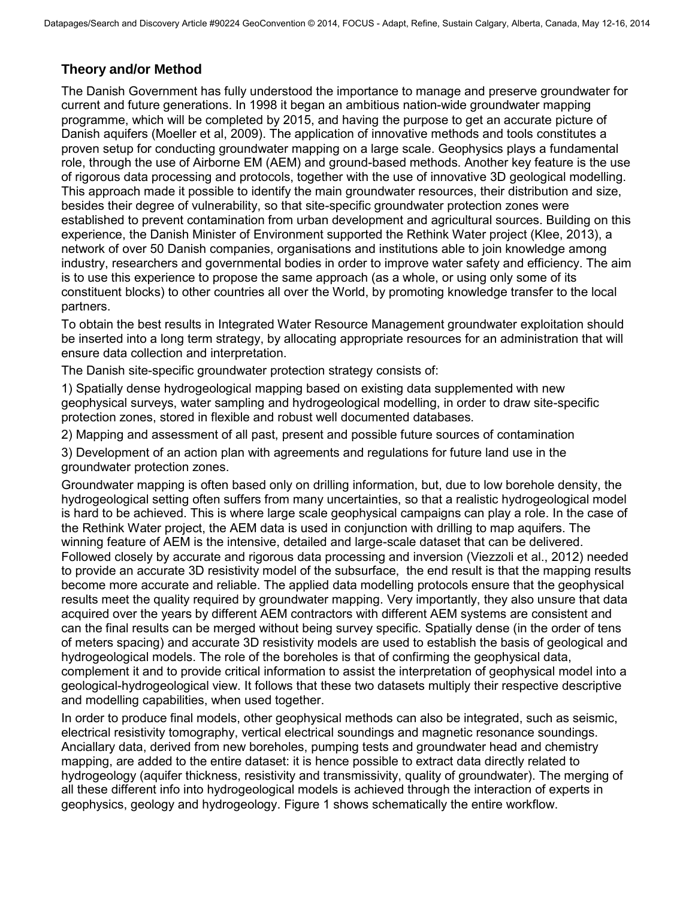## Theory and/or Method

The Danish Government has fully understood the importance to manage and preserve groundwater for current and future generations. In 1998 it began an ambitious nation-wide groundwater mapping programme, which will be completed by 2015, and having the purpose to get an accurate picture of Danish aquifers (Moeller et al, 2009). The application of innovative methods and tools constitutes a proven setup for conducting groundwater mapping on a large scale. Geophysics plays a fundamental role, through the use of Airborne EM (AEM) and ground-based methods. Another key feature is the use of rigorous data processing and protocols, together with the use of innovative 3D geological modelling. This approach made it possible to identify the main groundwater resources, their distribution and size, besides their degree of vulnerability, so that site-specific groundwater protection zones were established to prevent contamination from urban development and agricultural sources. Building on this experience, the Danish Minister of Environment supported the Rethink Water project (Klee, 2013), a network of over 50 Danish companies, organisations and institutions able to join knowledge among industry, researchers and governmental bodies in order to improve water safety and efficiency. The aim is to use this experience to propose the same approach (as a whole, or using only some of its constituent blocks) to other countries all over the World, by promoting knowledge transfer to the local partners.

To obtain the best results in Integrated Water Resource Management groundwater exploitation should be inserted into a long term strategy, by allocating appropriate resources for an administration that will ensure data collection and interpretation.

The Danish site-specific groundwater protection strategy consists of:

1) Spatially dense hydrogeological mapping based on existing data supplemented with new geophysical surveys, water sampling and hydrogeological modelling, in order to draw site-specific protection zones, stored in flexible and robust well documented databases.

2) Mapping and assessment of all past, present and possible future sources of contamination

3) Development of an action plan with agreements and regulations for future land use in the groundwater protection zones.

Groundwater mapping is often based only on drilling information, but, due to low borehole density, the hydrogeological setting often suffers from many uncertainties, so that a realistic hydrogeological model is hard to be achieved. This is where large scale geophysical campaigns can play a role. In the case of the Rethink Water project, the AEM data is used in conjunction with drilling to map aquifers. The winning feature of AEM is the intensive, detailed and large-scale dataset that can be delivered. Followed closely by accurate and rigorous data processing and inversion (Viezzoli et al., 2012) needed to provide an accurate 3D resistivity model of the subsurface, the end result is that the mapping results become more accurate and reliable. The applied data modelling protocols ensure that the geophysical results meet the quality required by groundwater mapping. Very importantly, they also unsure that data acquired over the years by different AEM contractors with different AEM systems are consistent and can the final results can be merged without being survey specific. Spatially dense (in the order of tens of meters spacing) and accurate 3D resistivity models are used to establish the basis of geological and hydrogeological models. The role of the boreholes is that of confirming the geophysical data, complement it and to provide critical information to assist the interpretation of geophysical model into a geological-hydrogeological view. It follows that these two datasets multiply their respective descriptive and modelling capabilities, when used together.

In order to produce final models, other geophysical methods can also be integrated, such as seismic, electrical resistivity tomography, vertical electrical soundings and magnetic resonance soundings. Anciallary data, derived from new boreholes, pumping tests and groundwater head and chemistry mapping, are added to the entire dataset: it is hence possible to extract data directly related to hydrogeology (aquifer thickness, resistivity and transmissivity, quality of groundwater). The merging of all these different info into hydrogeological models is achieved through the interaction of experts in geophysics, geology and hydrogeology. Figure 1 shows schematically the entire workflow.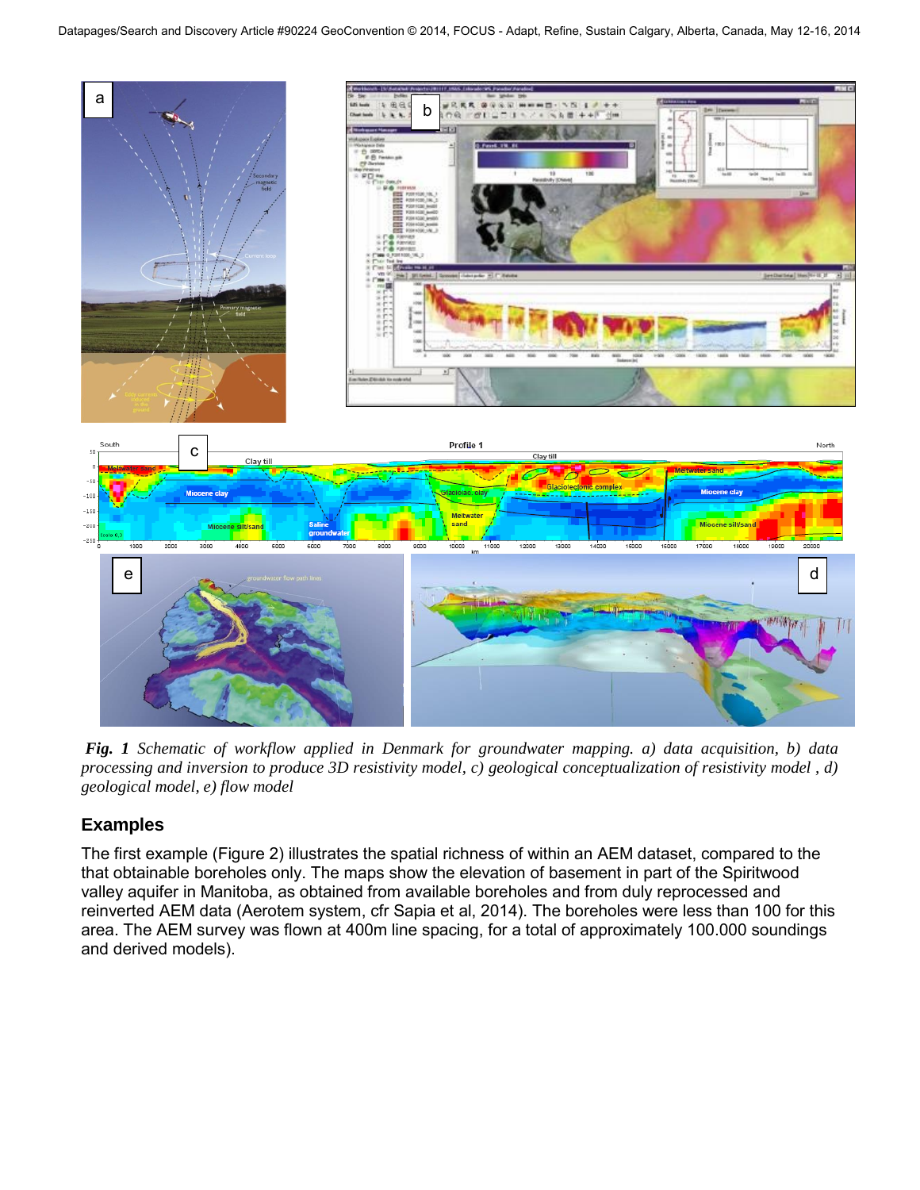***Fig. 1*** *Schematic of workflow applied in Denmark for groundwater mapping. a) data acquisition, b) data processing and inversion to produce 3D resistivity model, c) geological conceptualization of resistivity model , d) geological model, e) flow model*

## Examples

The first example (Figure 2) illustrates the spatial richness of within an AEM dataset, compared to the that obtainable boreholes only. The maps show the elevation of basement in part of the Spiritwood valley aquifer in Manitoba, as obtained from available boreholes and from duly reprocessed and reinverted AEM data (Aerotem system, cfr Sapia et al, 2014). The boreholes were less than 100 for this area. The AEM survey was flown at 400m line spacing, for a total of approximately 100.000 soundings and derived models).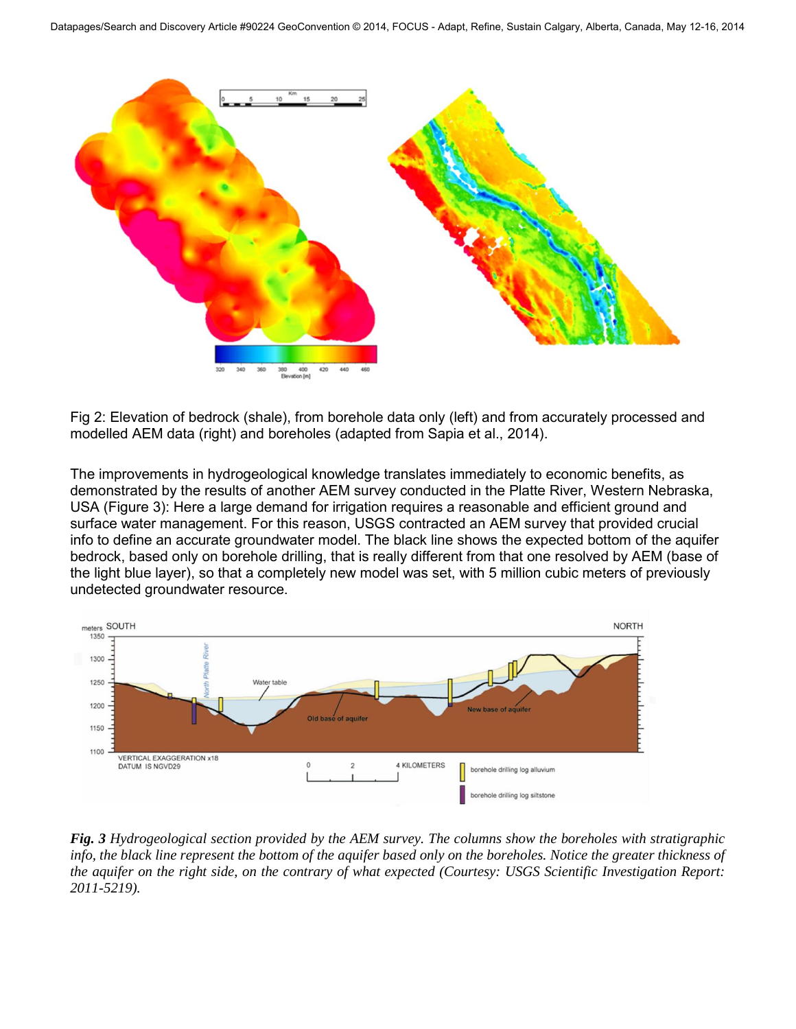Fig 2: Elevation of bedrock (shale), from borehole data only (left) and from accurately processed and modelled AEM data (right) and boreholes (adapted from Sapia et al., 2014).

The improvements in hydrogeological knowledge translates immediately to economic benefits, as demonstrated by the results of another AEM survey conducted in the Platte River, Western Nebraska, USA (Figure 3): Here a large demand for irrigation requires a reasonable and efficient ground and surface water management. For this reason, USGS contracted an AEM survey that provided crucial info to define an accurate groundwater model. The black line shows the expected bottom of the aquifer bedrock, based only on borehole drilling, that is really different from that one resolved by AEM (base of the light blue layer), so that a completely new model was set, with 5 million cubic meters of previously undetected groundwater resource.

***Fig. 3*** *Hydrogeological section provided by the AEM survey. The columns show the boreholes with stratigraphic info, the black line represent the bottom of the aquifer based only on the boreholes. Notice the greater thickness of the aquifer on the right side, on the contrary of what expected (Courtesy: USGS Scientific Investigation Report: 2011-5219).*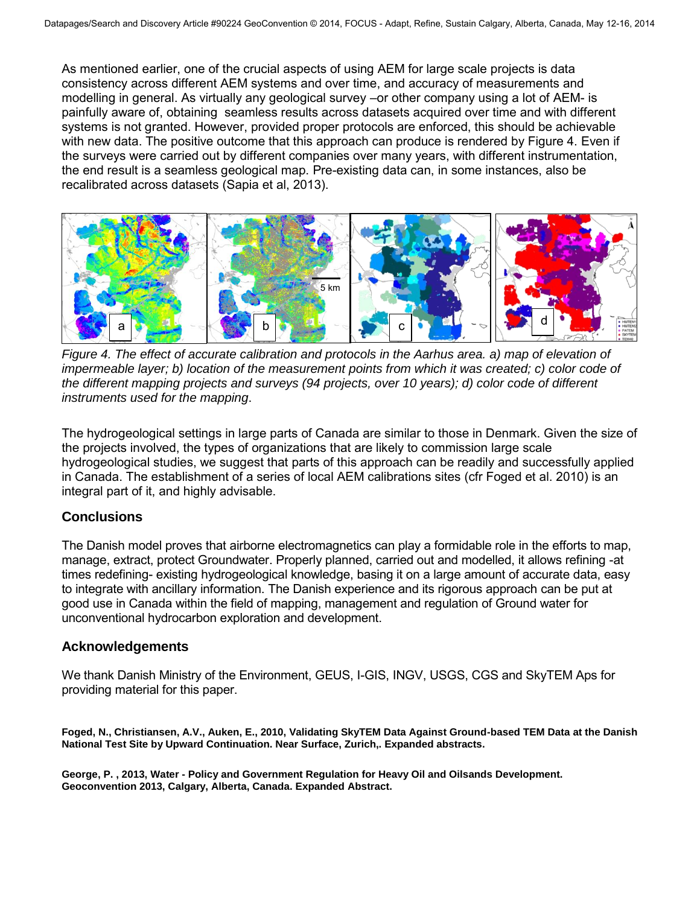As mentioned earlier, one of the crucial aspects of using AEM for large scale projects is data consistency across different AEM systems and over time, and accuracy of measurements and modelling in general. As virtually any geological survey –or other company using a lot of AEM- is painfully aware of, obtaining seamless results across datasets acquired over time and with different systems is not granted. However, provided proper protocols are enforced, this should be achievable with new data. The positive outcome that this approach can produce is rendered by Figure 4. Even if the surveys were carried out by different companies over many years, with different instrumentation, the end result is a seamless geological map. Pre-existing data can, in some instances, also be recalibrated across datasets (Sapia et al, 2013).

*Figure 4. The effect of accurate calibration and protocols in the Aarhus area. a) map of elevation of impermeable layer; b) location of the measurement points from which it was created; c) color code of the different mapping projects and surveys (94 projects, over 10 years); d) color code of different instruments used for the mapping*.

The hydrogeological settings in large parts of Canada are similar to those in Denmark. Given the size of the projects involved, the types of organizations that are likely to commission large scale hydrogeological studies, we suggest that parts of this approach can be readily and successfully applied in Canada. The establishment of a series of local AEM calibrations sites (cfr Foged et al. 2010) is an integral part of it, and highly advisable.

## Conclusions

The Danish model proves that airborne electromagnetics can play a formidable role in the efforts to map, manage, extract, protect Groundwater. Properly planned, carried out and modelled, it allows refining -at times redefining- existing hydrogeological knowledge, basing it on a large amount of accurate data, easy to integrate with ancillary information. The Danish experience and its rigorous approach can be put at good use in Canada within the field of mapping, management and regulation of Ground water for unconventional hydrocarbon exploration and development.

## Acknowledgements

We thank Danish Ministry of the Environment, GEUS, I-GIS, INGV, USGS, CGS and SkyTEM Aps for providing material for this paper.

**Foged, N., Christiansen, A.V., Auken, E., 2010, Validating SkyTEM Data Against Ground-based TEM Data at the Danish National Test Site by Upward Continuation. Near Surface, Zurich,. Expanded abstracts.**

**George, P. , 2013, Water - Policy and Government Regulation for Heavy Oil and Oilsands Development. Geoconvention 2013, Calgary, Alberta, Canada. Expanded Abstract.**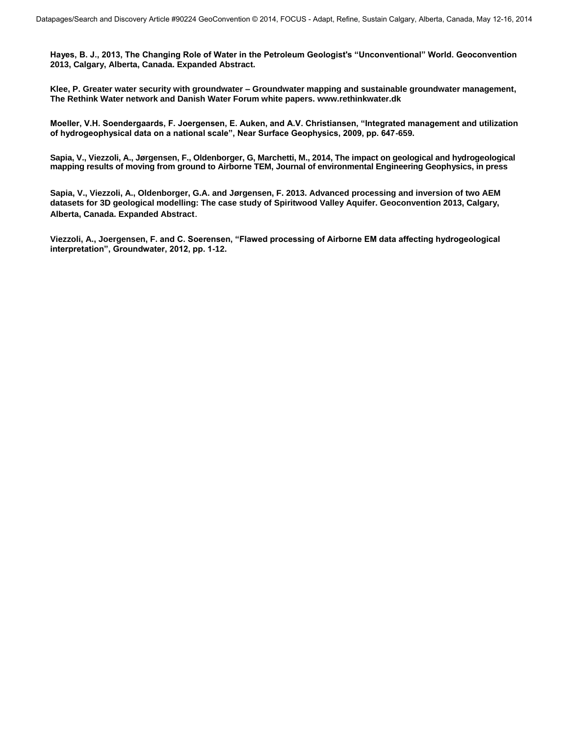**Hayes, B. J., 2013, The Changing Role of Water in the Petroleum Geologist's "Unconventional" World. Geoconvention 2013, Calgary, Alberta, Canada. Expanded Abstract.**

**Klee, P. Greater water security with groundwater – Groundwater mapping and sustainable groundwater management, The Rethink Water network and Danish Water Forum white papers. www.rethinkwater.dk**

**Moeller, V.H. Soendergaards, F. Joergensen, E. Auken, and A.V. Christiansen, "Integrated management and utilization of hydrogeophysical data on a national scale", Near Surface Geophysics, 2009, pp. 647-659.**

**Sapia, V., Viezzoli, A., Jørgensen, F., Oldenborger, G, Marchetti, M., 2014, The impact on geological and hydrogeological mapping results of moving from ground to Airborne TEM, Journal of environmental Engineering Geophysics, in press**

**Sapia, V., Viezzoli, A., Oldenborger, G.A. and Jørgensen, F. 2013. Advanced processing and inversion of two AEM datasets for 3D geological modelling: The case study of Spiritwood Valley Aquifer. Geoconvention 2013, Calgary, Alberta, Canada. Expanded Abstract.**

**Viezzoli, A., Joergensen, F. and C. Soerensen, "Flawed processing of Airborne EM data affecting hydrogeological interpretation", Groundwater, 2012, pp. 1-12.**